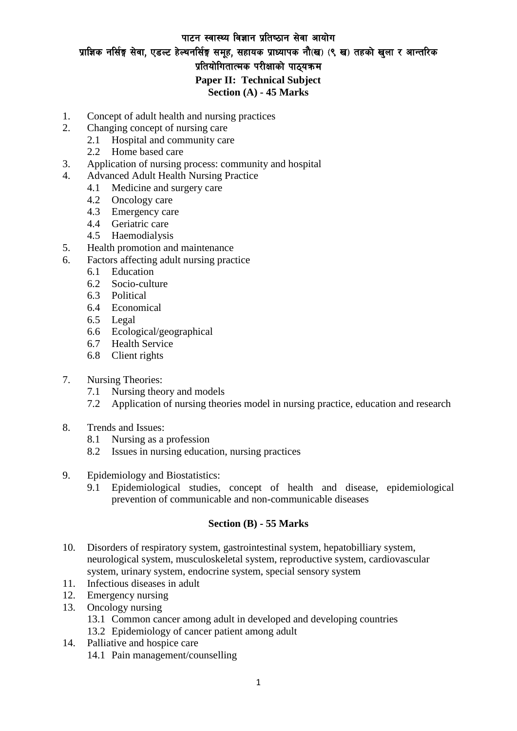# पाटन स्वास्थ्य विज्ञान प्रतिष्ठान सेवा आयोग

## प्राज्ञिक नर्सिङ्ग सेवा, एडल्ट हेल्थनर्सिङ्ग समूह, सहायक प्राध्यापक नौ(ख) (९ ख) तहको खुला र आन्तरिक प्रतियोगितात्मक परीक्षाको पाठ्यक्रम

## Paper II: Technical Subject

### Section (A) - 45 Marks

1. Concept of adult health and nursing practices
2. Changing concept of nursing care
   - 2.1 Hospital and community care
   - 2.2 Home based care
3. Application of nursing process: community and hospital
4. Advanced Adult Health Nursing Practice
   - 4.1 Medicine and surgery care
   - 4.2 Oncology care
   - 4.3 Emergency care
   - 4.4 Geriatric care
   - 4.5 Haemodialysis
5. Health promotion and maintenance
6. Factors affecting adult nursing practice
   - 6.1 Education
   - 6.2 Socio-culture
   - 6.3 Political
   - 6.4 Economical
   - 6.5 Legal
   - 6.6 Ecological/geographical
   - 6.7 Health Service
   - 6.8 Client rights
7. Nursing Theories:
   - 7.1 Nursing theory and models
   - 7.2 Application of nursing theories model in nursing practice, education and research
8. Trends and Issues:
   - 8.1 Nursing as a profession
   - 8.2 Issues in nursing education, nursing practices
9. Epidemiology and Biostatistics:
   - 9.1 Epidemiological studies, concept of health and disease, epidemiological prevention of communicable and non-communicable diseases

### Section (B) - 55 Marks

10. Disorders of respiratory system, gastrointestinal system, hepatobilliary system, neurological system, musculoskeletal system, reproductive system, cardiovascular system, urinary system, endocrine system, special sensory system
11. Infectious diseases in adult
12. Emergency nursing
13. Oncology nursing
    - 13.1 Common cancer among adult in developed and developing countries
    - 13.2 Epidemiology of cancer patient among adult
14. Palliative and hospice care
    - 14.1 Pain management/counselling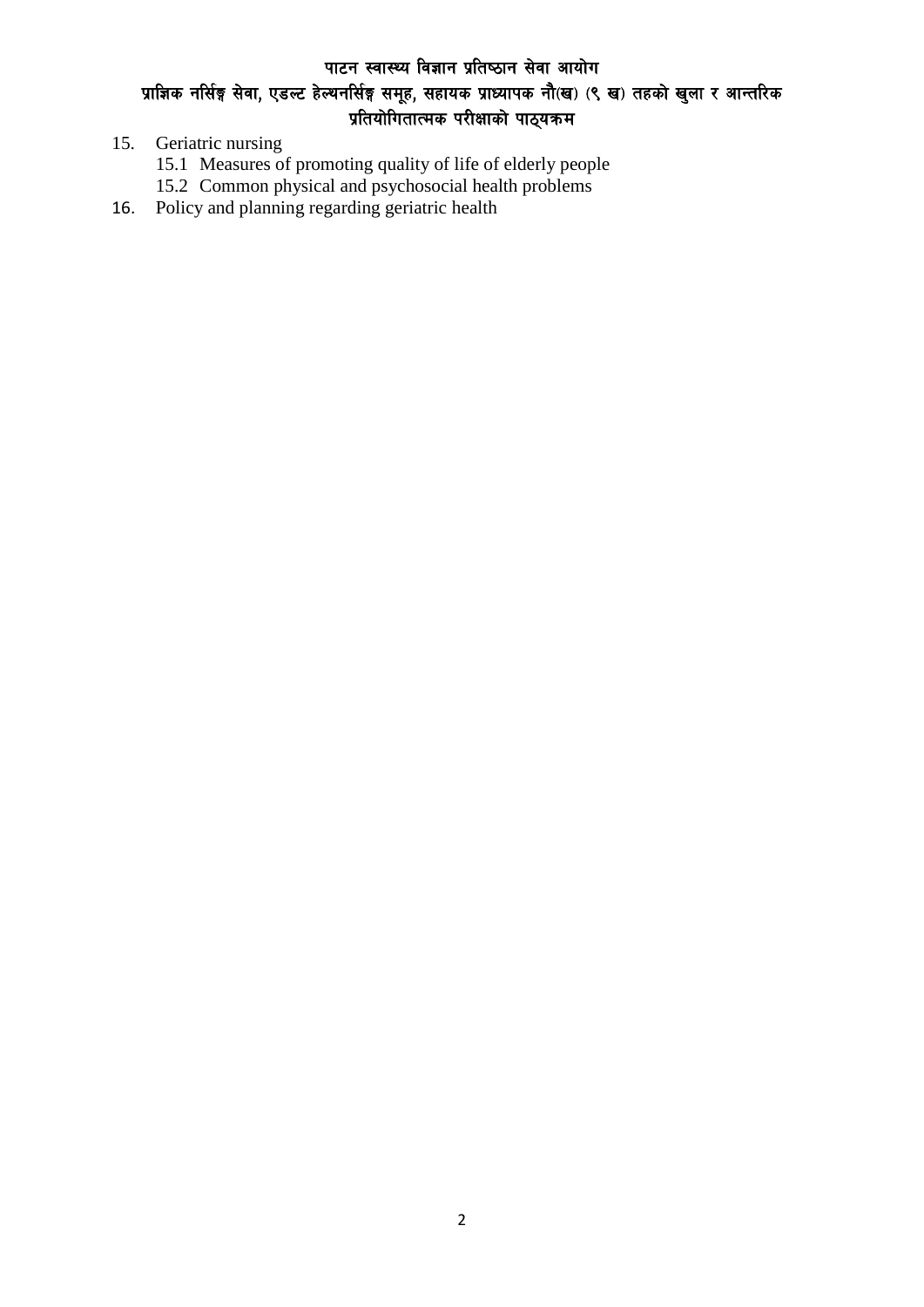15. Geriatric nursing
    - 15.1 Measures of promoting quality of life of elderly people
    - 15.2 Common physical and psychosocial health problems
16. Policy and planning regarding geriatric health